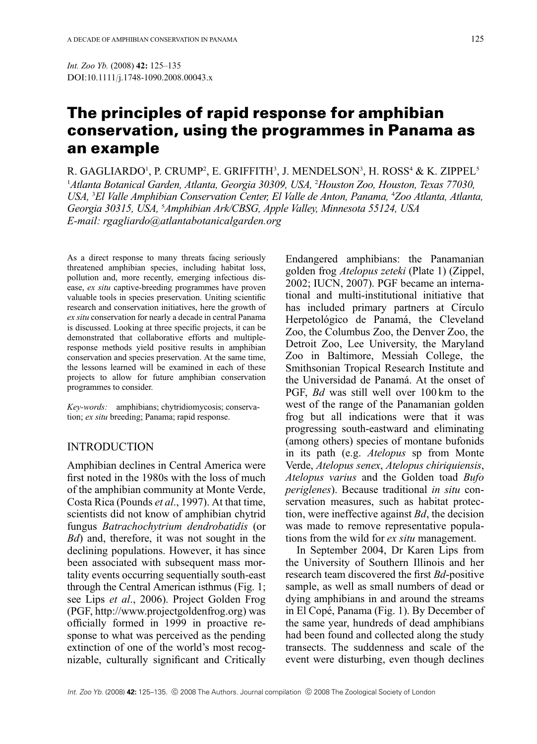*Int. Zoo Yb.* (2008) **42:** 125–135
DOI:10.1111/j.1748-1090.2008.00043.x

# The principles of rapid response for amphibian conservation, using the programmes in Panama as an example

R. GAGLIARDO[1], P. CRUMP[2], E. GRIFFITH[3], J. MENDELSON[3], H. ROSS[4] & K. ZIPPEL[5]

[1]*Atlanta Botanical Garden, Atlanta, Georgia 30309, USA,* [2]*Houston Zoo, Houston, Texas 77030, USA,* [3]*El Valle Amphibian Conservation Center, El Valle de Anton, Panama,* [4]*Zoo Atlanta, Atlanta, Georgia 30315, USA,* [5]*Amphibian Ark/CBSG, Apple Valley, Minnesota 55124, USA*
*E-mail: rgagliardo@atlantabotanicalgarden.org*

As a direct response to many threats facing seriously threatened amphibian species, including habitat loss, pollution and, more recently, emerging infectious disease, *ex situ* captive-breeding programmes have proven valuable tools in species preservation. Uniting scientific research and conservation initiatives, here the growth of *ex situ* conservation for nearly a decade in central Panama is discussed. Looking at three specific projects, it can be demonstrated that collaborative efforts and multiple-response methods yield positive results in amphibian conservation and species preservation. At the same time, the lessons learned will be examined in each of these projects to allow for future amphibian conservation programmes to consider.

*Key-words:* amphibians; chytridiomycosis; conservation; *ex situ* breeding; Panama; rapid response.

## INTRODUCTION

Amphibian declines in Central America were first noted in the 1980s with the loss of much of the amphibian community at Monte Verde, Costa Rica (Pounds *et al*., 1997). At that time, scientists did not know of amphibian chytrid fungus *Batrachochytrium dendrobatidis* (or *Bd*) and, therefore, it was not sought in the declining populations. However, it has since been associated with subsequent mass mortality events occurring sequentially south-east through the Central American isthmus (Fig. 1; see Lips *et al*., 2006). Project Golden Frog (PGF, http://www.projectgoldenfrog.org) was officially formed in 1999 in proactive response to what was perceived as the pending extinction of one of the world's most recognizable, culturally significant and Critically Endangered amphibians: the Panamanian golden frog *Atelopus zeteki* (Plate 1) (Zippel, 2002; IUCN, 2007). PGF became an international and multi-institutional initiative that has included primary partners at Círculo Herpetológico de Panamá, the Cleveland Zoo, the Columbus Zoo, the Denver Zoo, the Detroit Zoo, Lee University, the Maryland Zoo in Baltimore, Messiah College, the Smithsonian Tropical Research Institute and the Universidad de Panamá. At the onset of PGF, *Bd* was still well over 100 km to the west of the range of the Panamanian golden frog but all indications were that it was progressing south-eastward and eliminating (among others) species of montane bufonids in its path (e.g. *Atelopus* sp from Monte Verde, *Atelopus senex*, *Atelopus chiriquiensis*, *Atelopus varius* and the Golden toad *Bufo periglenes*). Because traditional *in situ* conservation measures, such as habitat protection, were ineffective against *Bd*, the decision was made to remove representative populations from the wild for *ex situ* management.

In September 2004, Dr Karen Lips from the University of Southern Illinois and her research team discovered the first *Bd*-positive sample, as well as small numbers of dead or dying amphibians in and around the streams in El Copé, Panama (Fig. 1). By December of the same year, hundreds of dead amphibians had been found and collected along the study transects. The suddenness and scale of the event were disturbing, even though declines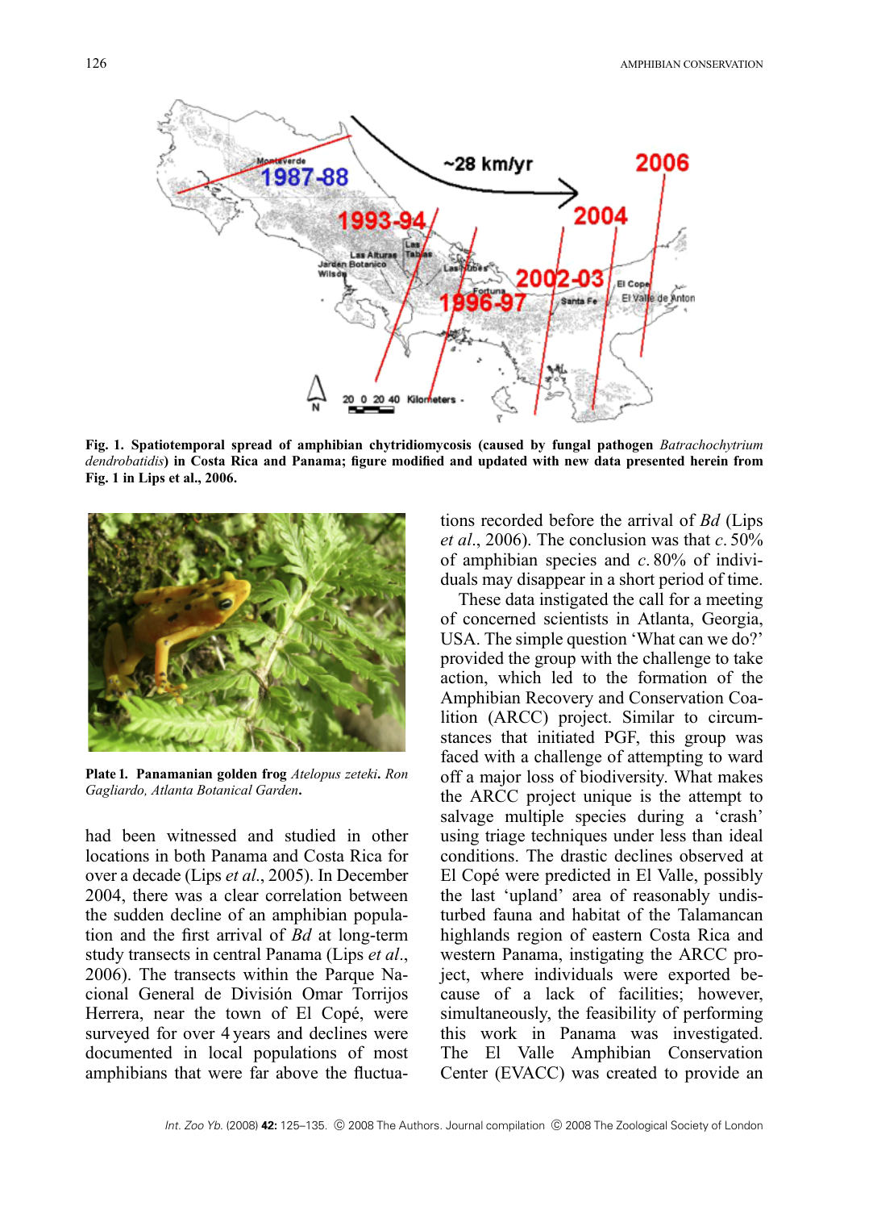**Fig. 1. Spatiotemporal spread of amphibian chytridiomycosis (caused by fungal pathogen *Batrachochytrium dendrobatidis*) in Costa Rica and Panama; figure modified and updated with new data presented herein from Fig. 1 in Lips et al., 2006.**

**Plate 1. Panamanian golden frog** ***Atelopus zeteki*****.** *Ron Gagliardo, Atlanta Botanical Garden*.

had been witnessed and studied in other locations in both Panama and Costa Rica for over a decade (Lips *et al*., 2005). In December 2004, there was a clear correlation between the sudden decline of an amphibian population and the first arrival of *Bd* at long-term study transects in central Panama (Lips *et al*., 2006). The transects within the Parque Nacional General de División Omar Torrijos Herrera, near the town of El Copé, were surveyed for over 4 years and declines were documented in local populations of most amphibians that were far above the fluctuations recorded before the arrival of *Bd* (Lips *et al*., 2006). The conclusion was that *c*. 50% of amphibian species and *c*. 80% of individuals may disappear in a short period of time.

These data instigated the call for a meeting of concerned scientists in Atlanta, Georgia, USA. The simple question 'What can we do?' provided the group with the challenge to take action, which led to the formation of the Amphibian Recovery and Conservation Coalition (ARCC) project. Similar to circumstances that initiated PGF, this group was faced with a challenge of attempting to ward off a major loss of biodiversity. What makes the ARCC project unique is the attempt to salvage multiple species during a 'crash' using triage techniques under less than ideal conditions. The drastic declines observed at El Copé were predicted in El Valle, possibly the last 'upland' area of reasonably undisturbed fauna and habitat of the Talamancan highlands region of eastern Costa Rica and western Panama, instigating the ARCC project, where individuals were exported because of a lack of facilities; however, simultaneously, the feasibility of performing this work in Panama was investigated. The El Valle Amphibian Conservation Center (EVACC) was created to provide an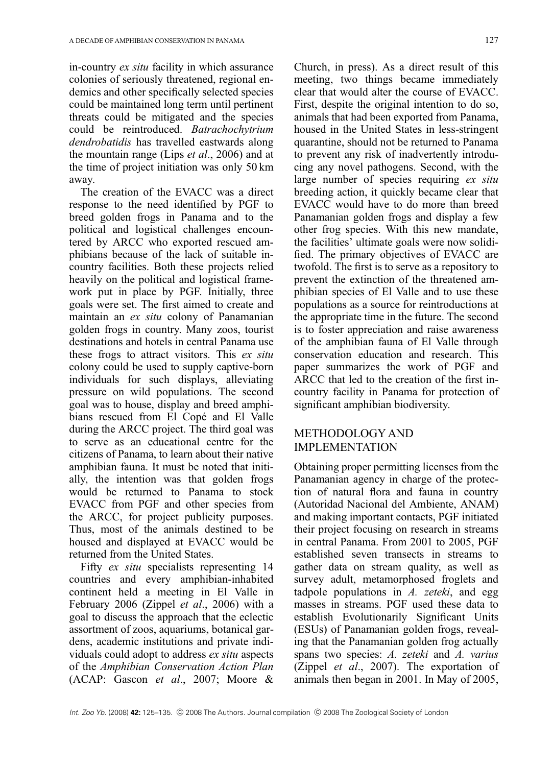in-country *ex situ* facility in which assurance colonies of seriously threatened, regional endemics and other specifically selected species could be maintained long term until pertinent threats could be mitigated and the species could be reintroduced. *Batrachochytrium dendrobatidis* has travelled eastwards along the mountain range (Lips *et al*., 2006) and at the time of project initiation was only 50 km away.

The creation of the EVACC was a direct response to the need identified by PGF to breed golden frogs in Panama and to the political and logistical challenges encountered by ARCC who exported rescued amphibians because of the lack of suitable in-country facilities. Both these projects relied heavily on the political and logistical framework put in place by PGF. Initially, three goals were set. The first aimed to create and maintain an *ex situ* colony of Panamanian golden frogs in country. Many zoos, tourist destinations and hotels in central Panama use these frogs to attract visitors. This *ex situ* colony could be used to supply captive-born individuals for such displays, alleviating pressure on wild populations. The second goal was to house, display and breed amphibians rescued from El Copé and El Valle during the ARCC project. The third goal was to serve as an educational centre for the citizens of Panama, to learn about their native amphibian fauna. It must be noted that initially, the intention was that golden frogs would be returned to Panama to stock EVACC from PGF and other species from the ARCC, for project publicity purposes. Thus, most of the animals destined to be housed and displayed at EVACC would be returned from the United States.

Fifty *ex situ* specialists representing 14 countries and every amphibian-inhabited continent held a meeting in El Valle in February 2006 (Zippel *et al*., 2006) with a goal to discuss the approach that the eclectic assortment of zoos, aquariums, botanical gardens, academic institutions and private individuals could adopt to address *ex situ* aspects of the *Amphibian Conservation Action Plan* (ACAP: Gascon *et al*., 2007; Moore & Church, in press). As a direct result of this meeting, two things became immediately clear that would alter the course of EVACC. First, despite the original intention to do so, animals that had been exported from Panama, housed in the United States in less-stringent quarantine, should not be returned to Panama to prevent any risk of inadvertently introducing any novel pathogens. Second, with the large number of species requiring *ex situ* breeding action, it quickly became clear that EVACC would have to do more than breed Panamanian golden frogs and display a few other frog species. With this new mandate, the facilities' ultimate goals were now solidified. The primary objectives of EVACC are twofold. The first is to serve as a repository to prevent the extinction of the threatened amphibian species of El Valle and to use these populations as a source for reintroductions at the appropriate time in the future. The second is to foster appreciation and raise awareness of the amphibian fauna of El Valle through conservation education and research. This paper summarizes the work of PGF and ARCC that led to the creation of the first in-country facility in Panama for protection of significant amphibian biodiversity.

## METHODOLOGY AND IMPLEMENTATION

Obtaining proper permitting licenses from the Panamanian agency in charge of the protection of natural flora and fauna in country (Autoridad Nacional del Ambiente, ANAM) and making important contacts, PGF initiated their project focusing on research in streams in central Panama. From 2001 to 2005, PGF established seven transects in streams to gather data on stream quality, as well as survey adult, metamorphosed froglets and tadpole populations in *A. zeteki*, and egg masses in streams. PGF used these data to establish Evolutionarily Significant Units (ESUs) of Panamanian golden frogs, revealing that the Panamanian golden frog actually spans two species: *A. zeteki* and *A. varius* (Zippel *et al*., 2007). The exportation of animals then began in 2001. In May of 2005,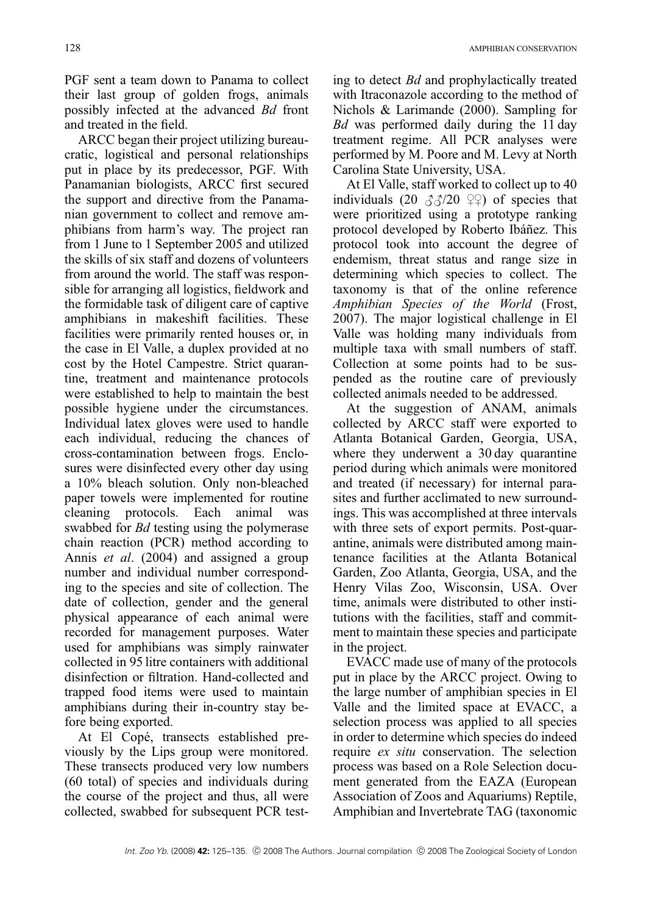PGF sent a team down to Panama to collect their last group of golden frogs, animals possibly infected at the advanced *Bd* front and treated in the field.

ARCC began their project utilizing bureaucratic, logistical and personal relationships put in place by its predecessor, PGF. With Panamanian biologists, ARCC first secured the support and directive from the Panamanian government to collect and remove amphibians from harm's way. The project ran from 1 June to 1 September 2005 and utilized the skills of six staff and dozens of volunteers from around the world. The staff was responsible for arranging all logistics, fieldwork and the formidable task of diligent care of captive amphibians in makeshift facilities. These facilities were primarily rented houses or, in the case in El Valle, a duplex provided at no cost by the Hotel Campestre. Strict quarantine, treatment and maintenance protocols were established to help to maintain the best possible hygiene under the circumstances. Individual latex gloves were used to handle each individual, reducing the chances of cross-contamination between frogs. Enclosures were disinfected every other day using a 10% bleach solution. Only non-bleached paper towels were implemented for routine cleaning protocols. Each animal was swabbed for *Bd* testing using the polymerase chain reaction (PCR) method according to Annis *et al*. (2004) and assigned a group number and individual number corresponding to the species and site of collection. The date of collection, gender and the general physical appearance of each animal were recorded for management purposes. Water used for amphibians was simply rainwater collected in 95 litre containers with additional disinfection or filtration. Hand-collected and trapped food items were used to maintain amphibians during their in-country stay before being exported.

At El Copé, transects established previously by the Lips group were monitored. These transects produced very low numbers (60 total) of species and individuals during the course of the project and thus, all were collected, swabbed for subsequent PCR testing to detect *Bd* and prophylactically treated with Itraconazole according to the method of Nichols & Larimande (2000). Sampling for *Bd* was performed daily during the 11 day treatment regime. All PCR analyses were performed by M. Poore and M. Levy at North Carolina State University, USA.

At El Valle, staff worked to collect up to 40 individuals (20 ♂♂/20 ♀♀) of species that were prioritized using a prototype ranking protocol developed by Roberto Ibáñez. This protocol took into account the degree of endemism, threat status and range size in determining which species to collect. The taxonomy is that of the online reference *Amphibian Species of the World* (Frost, 2007). The major logistical challenge in El Valle was holding many individuals from multiple taxa with small numbers of staff. Collection at some points had to be suspended as the routine care of previously collected animals needed to be addressed.

At the suggestion of ANAM, animals collected by ARCC staff were exported to Atlanta Botanical Garden, Georgia, USA, where they underwent a 30 day quarantine period during which animals were monitored and treated (if necessary) for internal parasites and further acclimated to new surroundings. This was accomplished at three intervals with three sets of export permits. Post-quarantine, animals were distributed among maintenance facilities at the Atlanta Botanical Garden, Zoo Atlanta, Georgia, USA, and the Henry Vilas Zoo, Wisconsin, USA. Over time, animals were distributed to other institutions with the facilities, staff and commitment to maintain these species and participate in the project.

EVACC made use of many of the protocols put in place by the ARCC project. Owing to the large number of amphibian species in El Valle and the limited space at EVACC, a selection process was applied to all species in order to determine which species do indeed require *ex situ* conservation. The selection process was based on a Role Selection document generated from the EAZA (European Association of Zoos and Aquariums) Reptile, Amphibian and Invertebrate TAG (taxonomic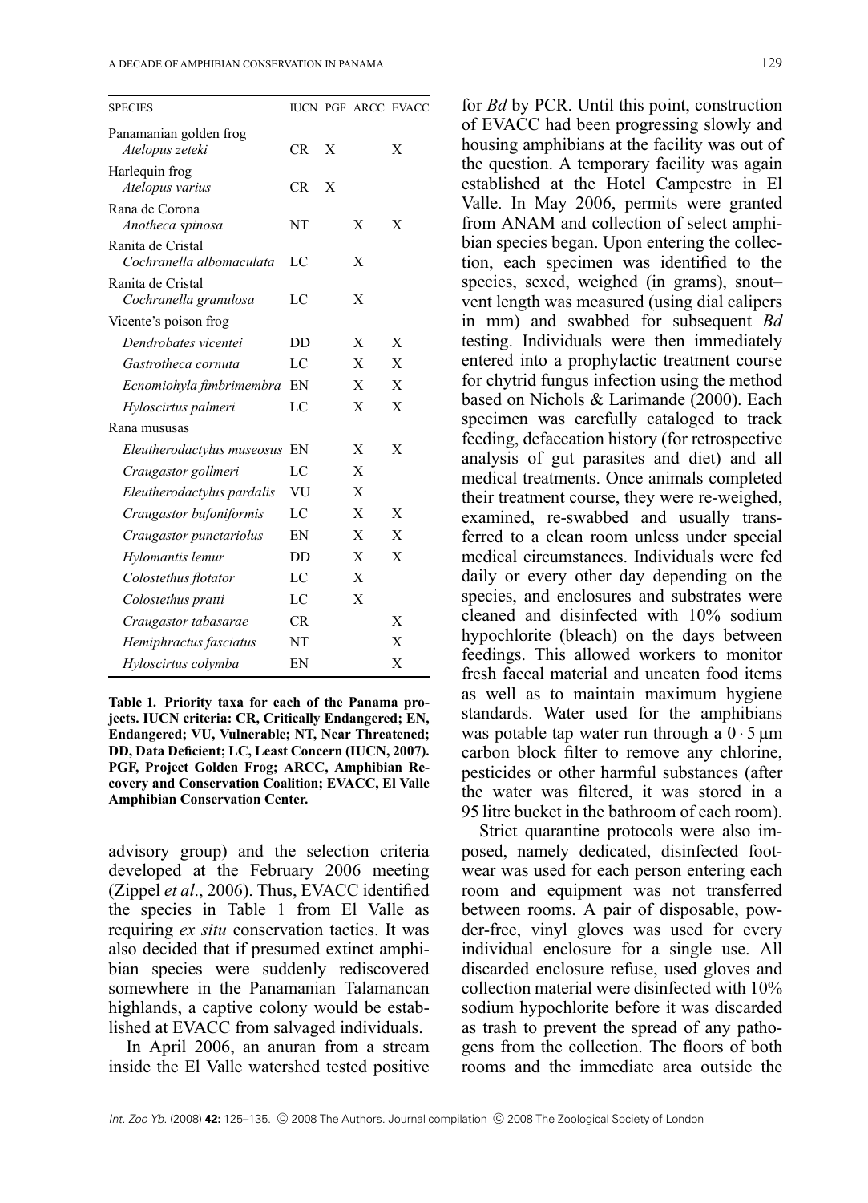| SPECIES | IUCN | PGF | ARCC | EVACC |
|---|---|---|---|---|
| Panamanian golden frog *Atelopus zeteki* | CR | X | | X |
| Harlequin frog *Atelopus varius* | CR | X | | |
| Rana de Corona *Anotheca spinosa* | NT | | X | X |
| Ranita de Cristal *Cochranella albomaculata* | LC | | X | |
| Ranita de Cristal *Cochranella granulosa* | LC | | X | |
| Vicente's poison frog | | | | |
| *Dendrobates vicentei* | DD | | X | X |
| *Gastrotheca cornuta* | LC | | X | X |
| *Ecnomiohyla fimbrimembra* | EN | | X | X |
| *Hyloscirtus palmeri* | LC | | X | X |
| Rana mususas | | | | |
| *Eleutherodactylus museosus* | EN | | X | X |
| *Craugastor gollmeri* | LC | | X | |
| *Eleutherodactylus pardalis* | VU | | X | |
| *Craugastor bufoniformis* | LC | | X | X |
| *Craugastor punctariolus* | EN | | X | X |
| *Hylomantis lemur* | DD | | X | X |
| *Colostethus flotator* | LC | | X | |
| *Colostethus pratti* | LC | | X | |
| *Craugastor tabasarae* | CR | | | X |
| *Hemiphractus fasciatus* | NT | | | X |
| *Hyloscirtus colymba* | EN | | | X |

**Table 1. Priority taxa for each of the Panama projects. IUCN criteria: CR, Critically Endangered; EN, Endangered; VU, Vulnerable; NT, Near Threatened; DD, Data Deficient; LC, Least Concern (IUCN, 2007). PGF, Project Golden Frog; ARCC, Amphibian Recovery and Conservation Coalition; EVACC, El Valle Amphibian Conservation Center.**

advisory group) and the selection criteria developed at the February 2006 meeting (Zippel *et al*., 2006). Thus, EVACC identified the species in Table 1 from El Valle as requiring *ex situ* conservation tactics. It was also decided that if presumed extinct amphibian species were suddenly rediscovered somewhere in the Panamanian Talamancan highlands, a captive colony would be established at EVACC from salvaged individuals.

In April 2006, an anuran from a stream inside the El Valle watershed tested positive for *Bd* by PCR. Until this point, construction of EVACC had been progressing slowly and housing amphibians at the facility was out of the question. A temporary facility was again established at the Hotel Campestre in El Valle. In May 2006, permits were granted from ANAM and collection of select amphibian species began. Upon entering the collection, each specimen was identified to the species, sexed, weighed (in grams), snout–vent length was measured (using dial calipers in mm) and swabbed for subsequent *Bd* testing. Individuals were then immediately entered into a prophylactic treatment course for chytrid fungus infection using the method based on Nichols & Larimande (2000). Each specimen was carefully cataloged to track feeding, defaecation history (for retrospective analysis of gut parasites and diet) and all medical treatments. Once animals completed their treatment course, they were re-weighed, examined, re-swabbed and usually transferred to a clean room unless under special medical circumstances. Individuals were fed daily or every other day depending on the species, and enclosures and substrates were cleaned and disinfected with 10% sodium hypochlorite (bleach) on the days between feedings. This allowed workers to monitor fresh faecal material and uneaten food items as well as to maintain maximum hygiene standards. Water used for the amphibians was potable tap water run through a $0 \cdot 5$ µm carbon block filter to remove any chlorine, pesticides or other harmful substances (after the water was filtered, it was stored in a 95 litre bucket in the bathroom of each room).

Strict quarantine protocols were also imposed, namely dedicated, disinfected footwear was used for each person entering each room and equipment was not transferred between rooms. A pair of disposable, powder-free, vinyl gloves was used for every individual enclosure for a single use. All discarded enclosure refuse, used gloves and collection material were disinfected with 10% sodium hypochlorite before it was discarded as trash to prevent the spread of any pathogens from the collection. The floors of both rooms and the immediate area outside the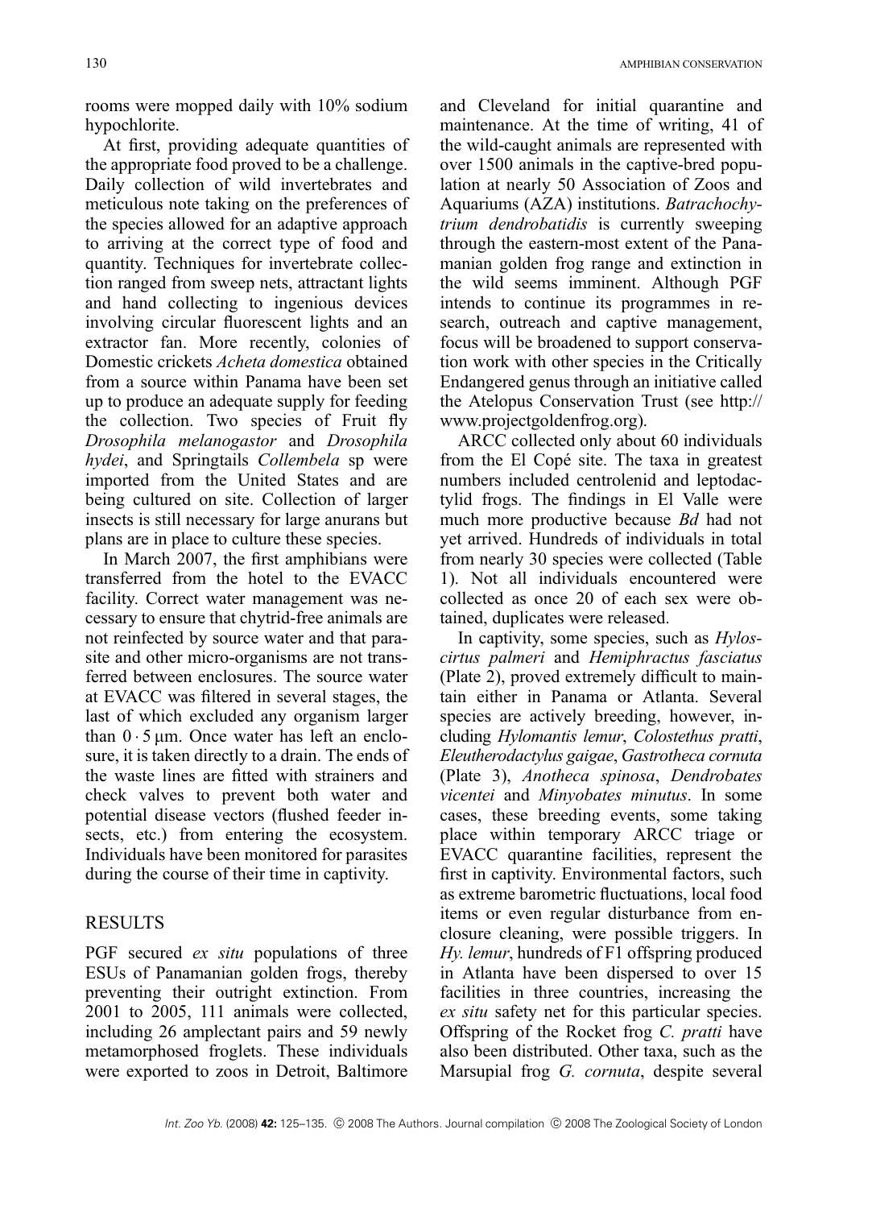rooms were mopped daily with 10% sodium hypochlorite.

At first, providing adequate quantities of the appropriate food proved to be a challenge. Daily collection of wild invertebrates and meticulous note taking on the preferences of the species allowed for an adaptive approach to arriving at the correct type of food and quantity. Techniques for invertebrate collection ranged from sweep nets, attractant lights and hand collecting to ingenious devices involving circular fluorescent lights and an extractor fan. More recently, colonies of Domestic crickets *Acheta domestica* obtained from a source within Panama have been set up to produce an adequate supply for feeding the collection. Two species of Fruit fly *Drosophila melanogastor* and *Drosophila hydei*, and Springtails *Collembela* sp were imported from the United States and are being cultured on site. Collection of larger insects is still necessary for large anurans but plans are in place to culture these species.

In March 2007, the first amphibians were transferred from the hotel to the EVACC facility. Correct water management was necessary to ensure that chytrid-free animals are not reinfected by source water and that parasite and other micro-organisms are not transferred between enclosures. The source water at EVACC was filtered in several stages, the last of which excluded any organism larger than $0 \cdot 5$ µm. Once water has left an enclosure, it is taken directly to a drain. The ends of the waste lines are fitted with strainers and check valves to prevent both water and potential disease vectors (flushed feeder insects, etc.) from entering the ecosystem. Individuals have been monitored for parasites during the course of their time in captivity.

## RESULTS

PGF secured *ex situ* populations of three ESUs of Panamanian golden frogs, thereby preventing their outright extinction. From 2001 to 2005, 111 animals were collected, including 26 amplectant pairs and 59 newly metamorphosed froglets. These individuals were exported to zoos in Detroit, Baltimore and Cleveland for initial quarantine and maintenance. At the time of writing, 41 of the wild-caught animals are represented with over 1500 animals in the captive-bred population at nearly 50 Association of Zoos and Aquariums (AZA) institutions. *Batrachochytrium dendrobatidis* is currently sweeping through the eastern-most extent of the Panamanian golden frog range and extinction in the wild seems imminent. Although PGF intends to continue its programmes in research, outreach and captive management, focus will be broadened to support conservation work with other species in the Critically Endangered genus through an initiative called the Atelopus Conservation Trust (see http://www.projectgoldenfrog.org).

ARCC collected only about 60 individuals from the El Copé site. The taxa in greatest numbers included centrolenid and leptodactylid frogs. The findings in El Valle were much more productive because *Bd* had not yet arrived. Hundreds of individuals in total from nearly 30 species were collected (Table 1). Not all individuals encountered were collected as once 20 of each sex were obtained, duplicates were released.

In captivity, some species, such as *Hyloscirtus palmeri* and *Hemiphractus fasciatus* (Plate 2), proved extremely difficult to maintain either in Panama or Atlanta. Several species are actively breeding, however, including *Hylomantis lemur*, *Colostethus pratti*, *Eleutherodactylus gaigae*, *Gastrotheca cornuta* (Plate 3), *Anotheca spinosa*, *Dendrobates vicentei* and *Minyobates minutus*. In some cases, these breeding events, some taking place within temporary ARCC triage or EVACC quarantine facilities, represent the first in captivity. Environmental factors, such as extreme barometric fluctuations, local food items or even regular disturbance from enclosure cleaning, were possible triggers. In *Hy. lemur*, hundreds of F1 offspring produced in Atlanta have been dispersed to over 15 facilities in three countries, increasing the *ex situ* safety net for this particular species. Offspring of the Rocket frog *C. pratti* have also been distributed. Other taxa, such as the Marsupial frog *G. cornuta*, despite several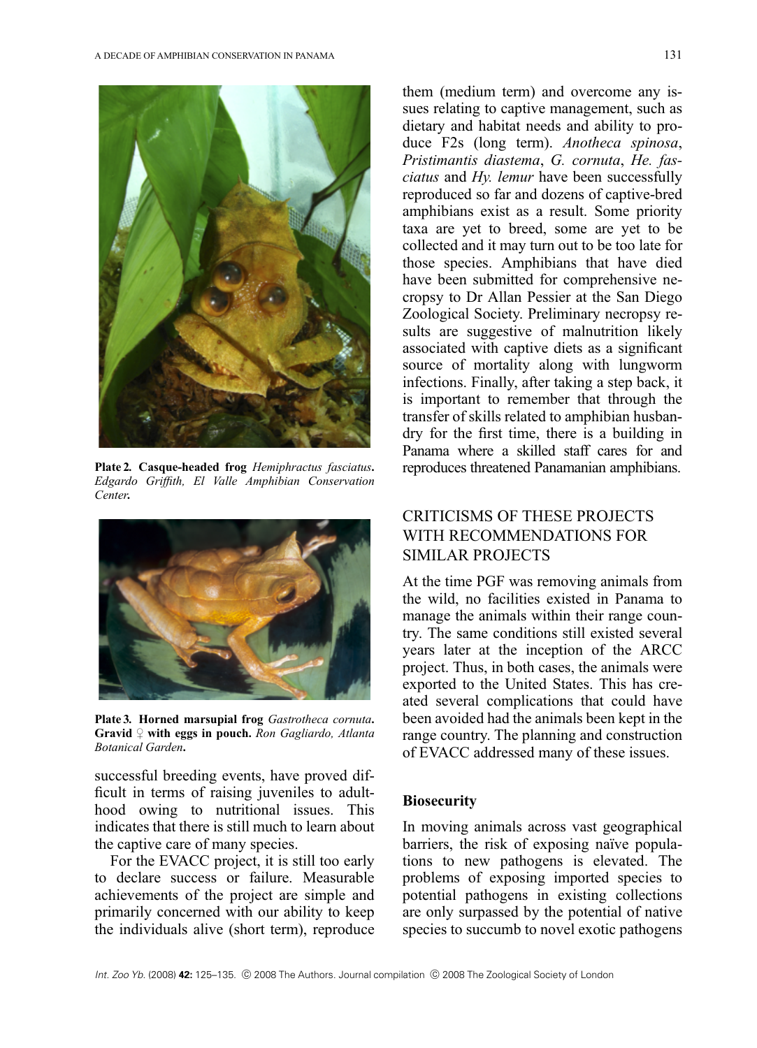**Plate 2. Casque-headed frog *Hemiphractus fasciatus*.** *Edgardo Griffith, El Valle Amphibian Conservation Center.*

**Plate 3. Horned marsupial frog *Gastrotheca cornuta*. Gravid ♀ with eggs in pouch.** *Ron Gagliardo, Atlanta Botanical Garden.*

successful breeding events, have proved difficult in terms of raising juveniles to adulthood owing to nutritional issues. This indicates that there is still much to learn about the captive care of many species.

For the EVACC project, it is still too early to declare success or failure. Measurable achievements of the project are simple and primarily concerned with our ability to keep the individuals alive (short term), reproduce them (medium term) and overcome any issues relating to captive management, such as dietary and habitat needs and ability to produce F2s (long term). *Anotheca spinosa*, *Pristimantis diastema*, *G. cornuta*, *He. fasciatus* and *Hy. lemur* have been successfully reproduced so far and dozens of captive-bred amphibians exist as a result. Some priority taxa are yet to breed, some are yet to be collected and it may turn out to be too late for those species. Amphibians that have died have been submitted for comprehensive necropsy to Dr Allan Pessier at the San Diego Zoological Society. Preliminary necropsy results are suggestive of malnutrition likely associated with captive diets as a significant source of mortality along with lungworm infections. Finally, after taking a step back, it is important to remember that through the transfer of skills related to amphibian husbandry for the first time, there is a building in Panama where a skilled staff cares for and reproduces threatened Panamanian amphibians.

## CRITICISMS OF THESE PROJECTS WITH RECOMMENDATIONS FOR SIMILAR PROJECTS

At the time PGF was removing animals from the wild, no facilities existed in Panama to manage the animals within their range country. The same conditions still existed several years later at the inception of the ARCC project. Thus, in both cases, the animals were exported to the United States. This has created several complications that could have been avoided had the animals been kept in the range country. The planning and construction of EVACC addressed many of these issues.

### Biosecurity

In moving animals across vast geographical barriers, the risk of exposing naïve populations to new pathogens is elevated. The problems of exposing imported species to potential pathogens in existing collections are only surpassed by the potential of native species to succumb to novel exotic pathogens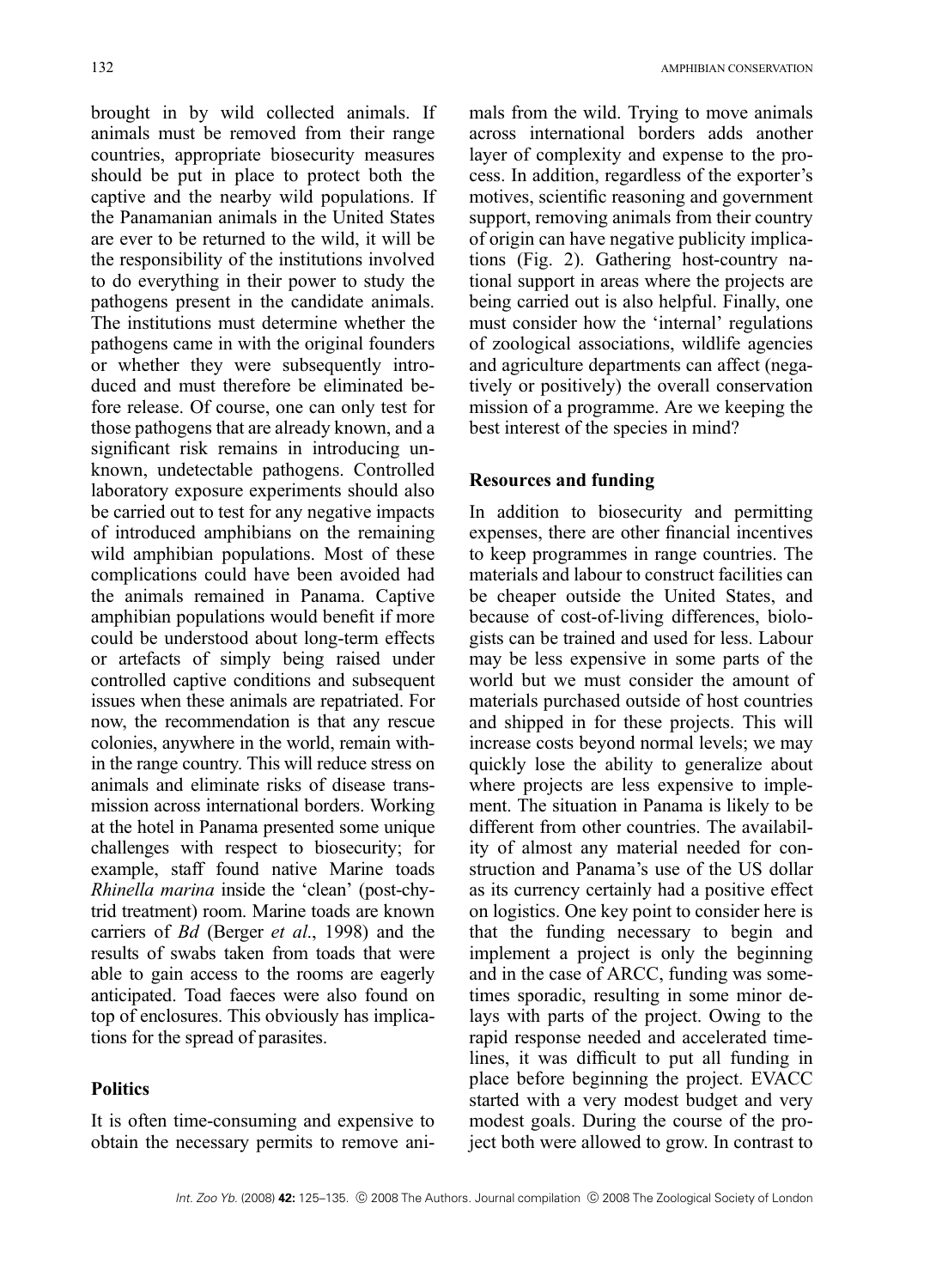brought in by wild collected animals. If animals must be removed from their range countries, appropriate biosecurity measures should be put in place to protect both the captive and the nearby wild populations. If the Panamanian animals in the United States are ever to be returned to the wild, it will be the responsibility of the institutions involved to do everything in their power to study the pathogens present in the candidate animals. The institutions must determine whether the pathogens came in with the original founders or whether they were subsequently introduced and must therefore be eliminated before release. Of course, one can only test for those pathogens that are already known, and a significant risk remains in introducing unknown, undetectable pathogens. Controlled laboratory exposure experiments should also be carried out to test for any negative impacts of introduced amphibians on the remaining wild amphibian populations. Most of these complications could have been avoided had the animals remained in Panama. Captive amphibian populations would benefit if more could be understood about long-term effects or artefacts of simply being raised under controlled captive conditions and subsequent issues when these animals are repatriated. For now, the recommendation is that any rescue colonies, anywhere in the world, remain within the range country. This will reduce stress on animals and eliminate risks of disease transmission across international borders. Working at the hotel in Panama presented some unique challenges with respect to biosecurity; for example, staff found native Marine toads *Rhinella marina* inside the 'clean' (post-chytrid treatment) room. Marine toads are known carriers of *Bd* (Berger *et al*., 1998) and the results of swabs taken from toads that were able to gain access to the rooms are eagerly anticipated. Toad faeces were also found on top of enclosures. This obviously has implications for the spread of parasites.

## Politics

It is often time-consuming and expensive to obtain the necessary permits to remove animals from the wild. Trying to move animals across international borders adds another layer of complexity and expense to the process. In addition, regardless of the exporter's motives, scientific reasoning and government support, removing animals from their country of origin can have negative publicity implications (Fig. 2). Gathering host-country national support in areas where the projects are being carried out is also helpful. Finally, one must consider how the 'internal' regulations of zoological associations, wildlife agencies and agriculture departments can affect (negatively or positively) the overall conservation mission of a programme. Are we keeping the best interest of the species in mind?

## Resources and funding

In addition to biosecurity and permitting expenses, there are other financial incentives to keep programmes in range countries. The materials and labour to construct facilities can be cheaper outside the United States, and because of cost-of-living differences, biologists can be trained and used for less. Labour may be less expensive in some parts of the world but we must consider the amount of materials purchased outside of host countries and shipped in for these projects. This will increase costs beyond normal levels; we may quickly lose the ability to generalize about where projects are less expensive to implement. The situation in Panama is likely to be different from other countries. The availability of almost any material needed for construction and Panama's use of the US dollar as its currency certainly had a positive effect on logistics. One key point to consider here is that the funding necessary to begin and implement a project is only the beginning and in the case of ARCC, funding was sometimes sporadic, resulting in some minor delays with parts of the project. Owing to the rapid response needed and accelerated timelines, it was difficult to put all funding in place before beginning the project. EVACC started with a very modest budget and very modest goals. During the course of the project both were allowed to grow. In contrast to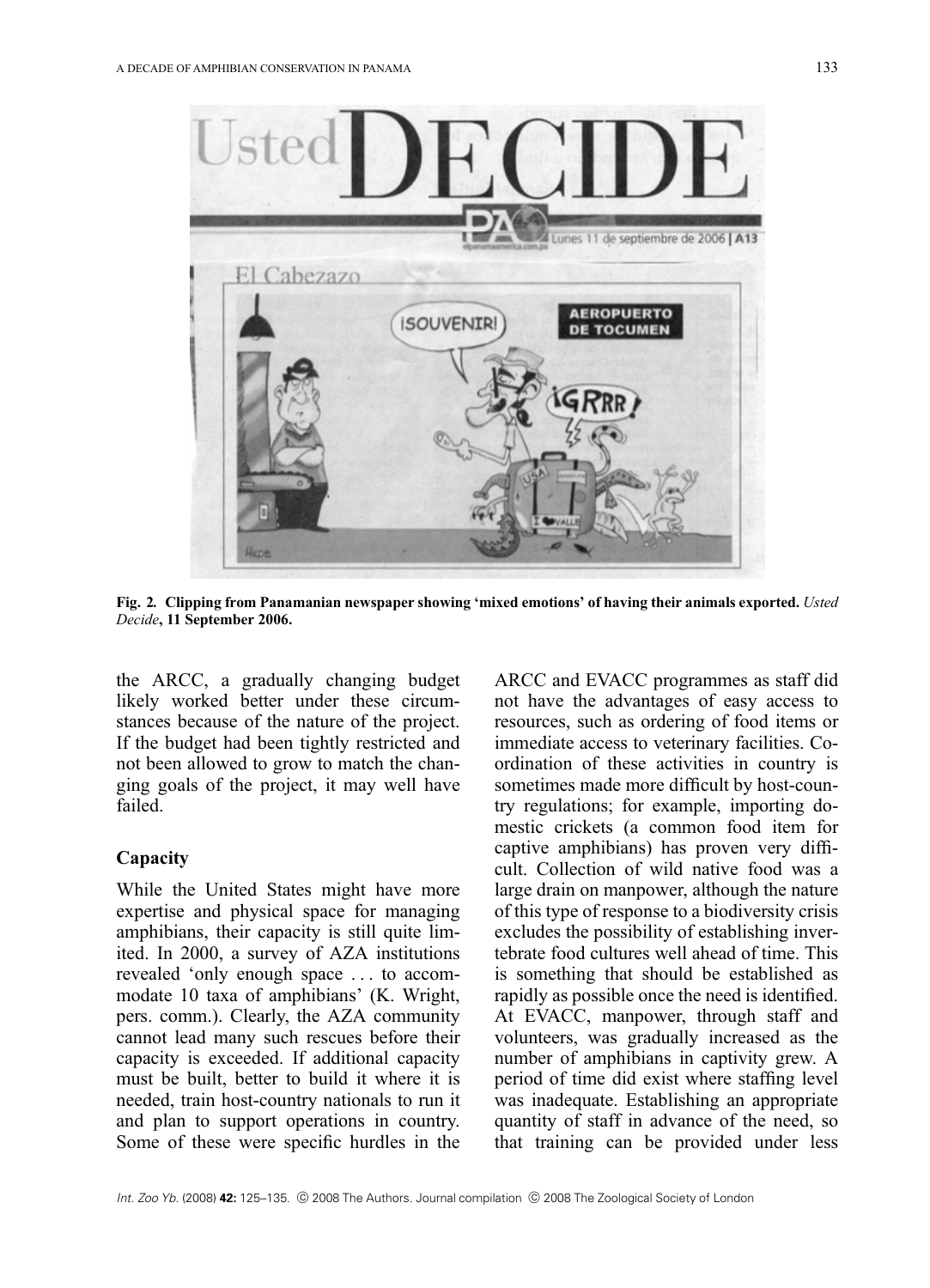Fig. 2. Clipping from Panamanian newspaper showing 'mixed emotions' of having their animals exported. *Usted Decide*, 11 September 2006.

the ARCC, a gradually changing budget likely worked better under these circumstances because of the nature of the project. If the budget had been tightly restricted and not been allowed to grow to match the changing goals of the project, it may well have failed.

## Capacity

While the United States might have more expertise and physical space for managing amphibians, their capacity is still quite limited. In 2000, a survey of AZA institutions revealed 'only enough space . . . to accommodate 10 taxa of amphibians' (K. Wright, pers. comm.). Clearly, the AZA community cannot lead many such rescues before their capacity is exceeded. If additional capacity must be built, better to build it where it is needed, train host-country nationals to run it and plan to support operations in country. Some of these were specific hurdles in the ARCC and EVACC programmes as staff did not have the advantages of easy access to resources, such as ordering of food items or immediate access to veterinary facilities. Coordination of these activities in country is sometimes made more difficult by host-country regulations; for example, importing domestic crickets (a common food item for captive amphibians) has proven very difficult. Collection of wild native food was a large drain on manpower, although the nature of this type of response to a biodiversity crisis excludes the possibility of establishing invertebrate food cultures well ahead of time. This is something that should be established as rapidly as possible once the need is identified. At EVACC, manpower, through staff and volunteers, was gradually increased as the number of amphibians in captivity grew. A period of time did exist where staffing level was inadequate. Establishing an appropriate quantity of staff in advance of the need, so that training can be provided under less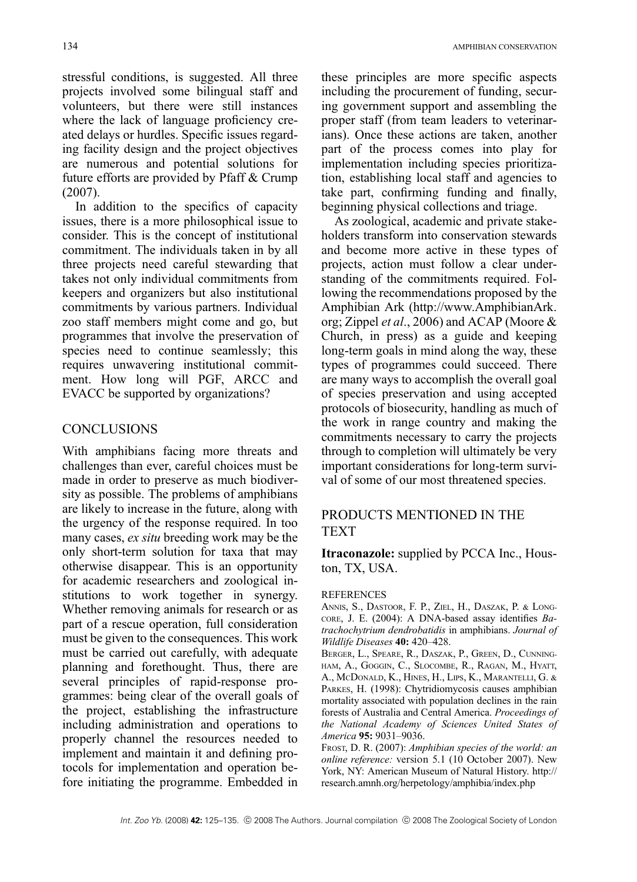stressful conditions, is suggested. All three projects involved some bilingual staff and volunteers, but there were still instances where the lack of language proficiency created delays or hurdles. Specific issues regarding facility design and the project objectives are numerous and potential solutions for future efforts are provided by Pfaff & Crump (2007).

In addition to the specifics of capacity issues, there is a more philosophical issue to consider. This is the concept of institutional commitment. The individuals taken in by all three projects need careful stewarding that takes not only individual commitments from keepers and organizers but also institutional commitments by various partners. Individual zoo staff members might come and go, but programmes that involve the preservation of species need to continue seamlessly; this requires unwavering institutional commitment. How long will PGF, ARCC and EVACC be supported by organizations?

## CONCLUSIONS

With amphibians facing more threats and challenges than ever, careful choices must be made in order to preserve as much biodiversity as possible. The problems of amphibians are likely to increase in the future, along with the urgency of the response required. In too many cases, *ex situ* breeding work may be the only short-term solution for taxa that may otherwise disappear. This is an opportunity for academic researchers and zoological institutions to work together in synergy. Whether removing animals for research or as part of a rescue operation, full consideration must be given to the consequences. This work must be carried out carefully, with adequate planning and forethought. Thus, there are several principles of rapid-response programmes: being clear of the overall goals of the project, establishing the infrastructure including administration and operations to properly channel the resources needed to implement and maintain it and defining protocols for implementation and operation before initiating the programme. Embedded in these principles are more specific aspects including the procurement of funding, securing government support and assembling the proper staff (from team leaders to veterinarians). Once these actions are taken, another part of the process comes into play for implementation including species prioritization, establishing local staff and agencies to take part, confirming funding and finally, beginning physical collections and triage.

As zoological, academic and private stakeholders transform into conservation stewards and become more active in these types of projects, action must follow a clear understanding of the commitments required. Following the recommendations proposed by the Amphibian Ark (http://www.AmphibianArk.org; Zippel *et al*., 2006) and ACAP (Moore & Church, in press) as a guide and keeping long-term goals in mind along the way, these types of programmes could succeed. There are many ways to accomplish the overall goal of species preservation and using accepted protocols of biosecurity, handling as much of the work in range country and making the commitments necessary to carry the projects through to completion will ultimately be very important considerations for long-term survival of some of our most threatened species.

## PRODUCTS MENTIONED IN THE TEXT

**Itraconazole:** supplied by PCCA Inc., Houston, TX, USA.

### REFERENCES

Annis, S., Dastoor, F. P., Ziel, H., Daszak, P. & Longcore, J. E. (2004): A DNA-based assay identifies *Batrachochytrium dendrobatidis* in amphibians. *Journal of Wildlife Diseases* **40:** 420–428.

Berger, L., Speare, R., Daszak, P., Green, D., Cunningham, A., Goggin, C., Slocombe, R., Ragan, M., Hyatt, A., McDonald, K., Hines, H., Lips, K., Marantelli, G. & Parkes, H. (1998): Chytridiomycosis causes amphibian mortality associated with population declines in the rain forests of Australia and Central America. *Proceedings of the National Academy of Sciences United States of America* **95:** 9031–9036.

Frost, D. R. (2007): *Amphibian species of the world: an online reference:* version 5.1 (10 October 2007). New York, NY: American Museum of Natural History. http://research.amnh.org/herpetology/amphibia/index.php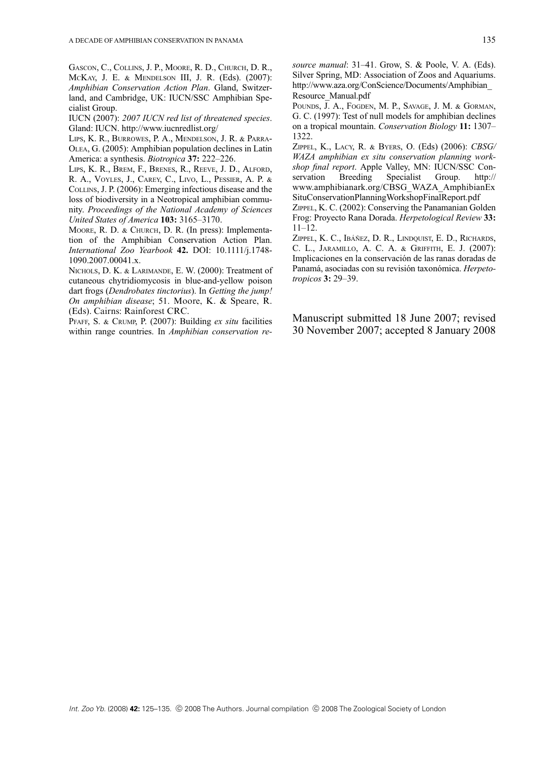Gascon, C., Collins, J. P., Moore, R. D., Church, D. R., McKay, J. E. & Mendelson III, J. R. (Eds). (2007): *Amphibian Conservation Action Plan*. Gland, Switzerland, and Cambridge, UK: IUCN/SSC Amphibian Specialist Group.

IUCN (2007): *2007 IUCN red list of threatened species*. Gland: IUCN. http://www.iucnredlist.org/

Lips, K. R., Burrowes, P. A., Mendelson, J. R. & Parra-Olea, G. (2005): Amphibian population declines in Latin America: a synthesis. *Biotropica* **37:** 222–226.

Lips, K. R., Brem, F., Brenes, R., Reeve, J. D., Alford, R. A., Voyles, J., Carey, C., Livo, L., Pessier, A. P. & Collins, J. P. (2006): Emerging infectious disease and the loss of biodiversity in a Neotropical amphibian community. *Proceedings of the National Academy of Sciences United States of America* **103:** 3165–3170.

Moore, R. D. & Church, D. R. (In press): Implementation of the Amphibian Conservation Action Plan. *International Zoo Yearbook* **42.** DOI: 10.1111/j.1748-1090.2007.00041.x.

Nichols, D. K. & Larimande, E. W. (2000): Treatment of cutaneous chytridiomycosis in blue-and-yellow poison dart frogs (*Dendrobates tinctorius*). In *Getting the jump! On amphibian disease*; 51. Moore, K. & Speare, R. (Eds). Cairns: Rainforest CRC.

Pfaff, S. & Crump, P. (2007): Building *ex situ* facilities within range countries. In *Amphibian conservation resource manual*: 31–41. Grow, S. & Poole, V. A. (Eds). Silver Spring, MD: Association of Zoos and Aquariums. http://www.aza.org/ConScience/Documents/Amphibian_Resource_Manual.pdf

Pounds, J. A., Fogden, M. P., Savage, J. M. & Gorman, G. C. (1997): Test of null models for amphibian declines on a tropical mountain. *Conservation Biology* **11:** 1307–1322.

Zippel, K., Lacy, R. & Byers, O. (Eds) (2006): *CBSG/WAZA amphibian ex situ conservation planning workshop final report*. Apple Valley, MN: IUCN/SSC Conservation Breeding Specialist Group. http://www.amphibianark.org/CBSG_WAZA_AmphibianExSituConservationPlanningWorkshopFinalReport.pdf

Zippel, K. C. (2002): Conserving the Panamanian Golden Frog: Proyecto Rana Dorada. *Herpetological Review* **33:** 11–12.

Zippel, K. C., Ibáñez, D. R., Lindquist, E. D., Richards, C. L., Jaramillo, A. C. A. & Griffith, E. J. (2007): Implicaciones en la conservación de las ranas doradas de Panamá, asociadas con su revisión taxonómica. *Herpetotropicos* **3:** 29–39.

Manuscript submitted 18 June 2007; revised 30 November 2007; accepted 8 January 2008